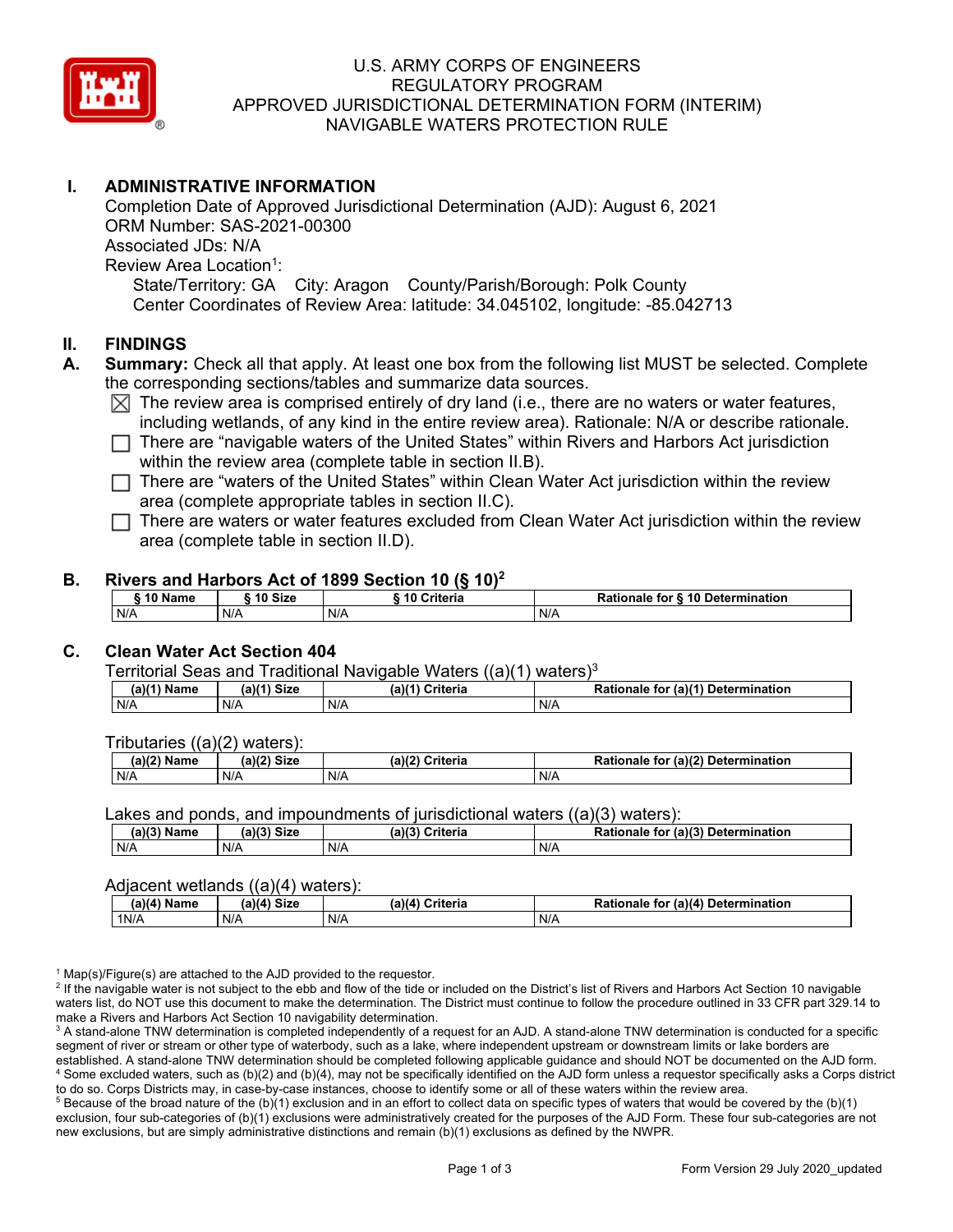# U.S. ARMY CORPS OF ENGINEERS
## REGULATORY PROGRAM
## APPROVED JURISDICTIONAL DETERMINATION FORM (INTERIM)
## NAVIGABLE WATERS PROTECTION RULE

## I. ADMINISTRATIVE INFORMATION

Completion Date of Approved Jurisdictional Determination (AJD): August 6, 2021
ORM Number: SAS-2021-00300
Associated JDs: N/A
Review Area Location[1]:
State/Territory: GA City: Aragon County/Parish/Borough: Polk County
Center Coordinates of Review Area: latitude: 34.045102, longitude: -85.042713

## II. FINDINGS

**A. Summary:** Check all that apply. At least one box from the following list MUST be selected. Complete the corresponding sections/tables and summarize data sources.

- ☒ The review area is comprised entirely of dry land (i.e., there are no waters or water features, including wetlands, of any kind in the entire review area). Rationale: N/A or describe rationale.
- ☐ There are "navigable waters of the United States" within Rivers and Harbors Act jurisdiction within the review area (complete table in section II.B).
- ☐ There are "waters of the United States" within Clean Water Act jurisdiction within the review area (complete appropriate tables in section II.C).
- ☐ There are waters or water features excluded from Clean Water Act jurisdiction within the review area (complete table in section II.D).

**B. Rivers and Harbors Act of 1899 Section 10 (§ 10)[2]**

| § 10 Name | § 10 Size | § 10 Criteria | Rationale for § 10 Determination |
|---|---|---|---|
| N/A | N/A | N/A | N/A |

**C. Clean Water Act Section 404**

Territorial Seas and Traditional Navigable Waters ((a)(1) waters)[3]

| (a)(1) Name | (a)(1) Size | (a)(1) Criteria | Rationale for (a)(1) Determination |
|---|---|---|---|
| N/A | N/A | N/A | N/A |

Tributaries ((a)(2) waters):

| (a)(2) Name | (a)(2) Size | (a)(2) Criteria | Rationale for (a)(2) Determination |
|---|---|---|---|
| N/A | N/A | N/A | N/A |

Lakes and ponds, and impoundments of jurisdictional waters ((a)(3) waters):

| (a)(3) Name | (a)(3) Size | (a)(3) Criteria | Rationale for (a)(3) Determination |
|---|---|---|---|
| N/A | N/A | N/A | N/A |

Adjacent wetlands ((a)(4) waters):

| (a)(4) Name | (a)(4) Size | (a)(4) Criteria | Rationale for (a)(4) Determination |
|---|---|---|---|
| 1N/A | N/A | N/A | N/A |

[1] Map(s)/Figure(s) are attached to the AJD provided to the requestor.
[2] If the navigable water is not subject to the ebb and flow of the tide or included on the District's list of Rivers and Harbors Act Section 10 navigable waters list, do NOT use this document to make the determination. The District must continue to follow the procedure outlined in 33 CFR part 329.14 to make a Rivers and Harbors Act Section 10 navigability determination.
[3] A stand-alone TNW determination is completed independently of a request for an AJD. A stand-alone TNW determination is conducted for a specific segment of river or stream or other type of waterbody, such as a lake, where independent upstream or downstream limits or lake borders are established. A stand-alone TNW determination should be completed following applicable guidance and should NOT be documented on the AJD form.
[4] Some excluded waters, such as (b)(2) and (b)(4), may not be specifically identified on the AJD form unless a requestor specifically asks a Corps district to do so. Corps Districts may, in case-by-case instances, choose to identify some or all of these waters within the review area.
[5] Because of the broad nature of the (b)(1) exclusion and in an effort to collect data on specific types of waters that would be covered by the (b)(1) exclusion, four sub-categories of (b)(1) exclusions were administratively created for the purposes of the AJD Form. These four sub-categories are not new exclusions, but are simply administrative distinctions and remain (b)(1) exclusions as defined by the NWPR.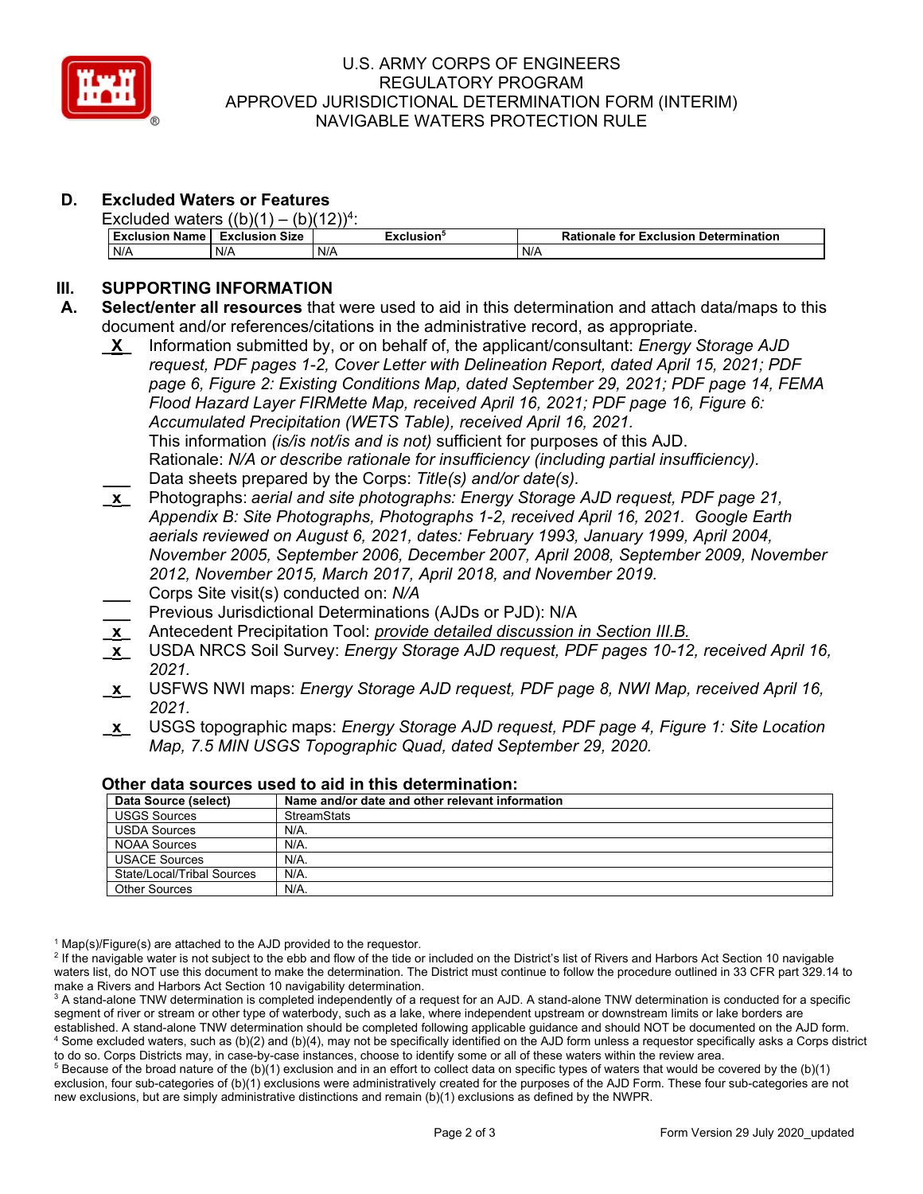### D. Excluded Waters or Features

Excluded waters ((b)(1) – (b)(12))[4]:

| Exclusion Name | Exclusion Size | Exclusion[5] | Rationale for Exclusion Determination |
|---|---|---|---|
| N/A | N/A | N/A | N/A |

## III. SUPPORTING INFORMATION

**A. Select/enter all resources** that were used to aid in this determination and attach data/maps to this document and/or references/citations in the administrative record, as appropriate.

_X_ Information submitted by, or on behalf of, the applicant/consultant: *Energy Storage AJD request, PDF pages 1-2, Cover Letter with Delineation Report, dated April 15, 2021; PDF page 6, Figure 2: Existing Conditions Map, dated September 29, 2021; PDF page 14, FEMA Flood Hazard Layer FIRMette Map, received April 16, 2021; PDF page 16, Figure 6: Accumulated Precipitation (WETS Table), received April 16, 2021.*
This information *(is/is not/is and is not)* sufficient for purposes of this AJD.
Rationale: *N/A or describe rationale for insufficiency (including partial insufficiency).*

___ Data sheets prepared by the Corps: *Title(s) and/or date(s).*

_x_ Photographs: *aerial and site photographs: Energy Storage AJD request, PDF page 21, Appendix B: Site Photographs, Photographs 1-2, received April 16, 2021. Google Earth aerials reviewed on August 6, 2021, dates: February 1993, January 1999, April 2004, November 2005, September 2006, December 2007, April 2008, September 2009, November 2012, November 2015, March 2017, April 2018, and November 2019.*

___ Corps Site visit(s) conducted on: *N/A*

___ Previous Jurisdictional Determinations (AJDs or PJD): N/A

_x_ Antecedent Precipitation Tool: *provide detailed discussion in Section III.B.*

_x_ USDA NRCS Soil Survey: *Energy Storage AJD request, PDF pages 10-12, received April 16, 2021.*

_x_ USFWS NWI maps: *Energy Storage AJD request, PDF page 8, NWI Map, received April 16, 2021.*

_x_ USGS topographic maps: *Energy Storage AJD request, PDF page 4, Figure 1: Site Location Map, 7.5 MIN USGS Topographic Quad, dated September 29, 2020.*

### Other data sources used to aid in this determination:

| Data Source (select) | Name and/or date and other relevant information |
|---|---|
| USGS Sources | StreamStats |
| USDA Sources | N/A. |
| NOAA Sources | N/A. |
| USACE Sources | N/A. |
| State/Local/Tribal Sources | N/A. |
| Other Sources | N/A. |

[1] Map(s)/Figure(s) are attached to the AJD provided to the requestor.
[2] If the navigable water is not subject to the ebb and flow of the tide or included on the District's list of Rivers and Harbors Act Section 10 navigable waters list, do NOT use this document to make the determination. The District must continue to follow the procedure outlined in 33 CFR part 329.14 to make a Rivers and Harbors Act Section 10 navigability determination.
[3] A stand-alone TNW determination is completed independently of a request for an AJD. A stand-alone TNW determination is conducted for a specific segment of river or stream or other type of waterbody, such as a lake, where independent upstream or downstream limits or lake borders are established. A stand-alone TNW determination should be completed following applicable guidance and should NOT be documented on the AJD form.
[4] Some excluded waters, such as (b)(2) and (b)(4), may not be specifically identified on the AJD form unless a requestor specifically asks a Corps district to do so. Corps Districts may, in case-by-case instances, choose to identify some or all of these waters within the review area.
[5] Because of the broad nature of the (b)(1) exclusion and in an effort to collect data on specific types of waters that would be covered by the (b)(1) exclusion, four sub-categories of (b)(1) exclusions were administratively created for the purposes of the AJD Form. These four sub-categories are not new exclusions, but are simply administrative distinctions and remain (b)(1) exclusions as defined by the NWPR.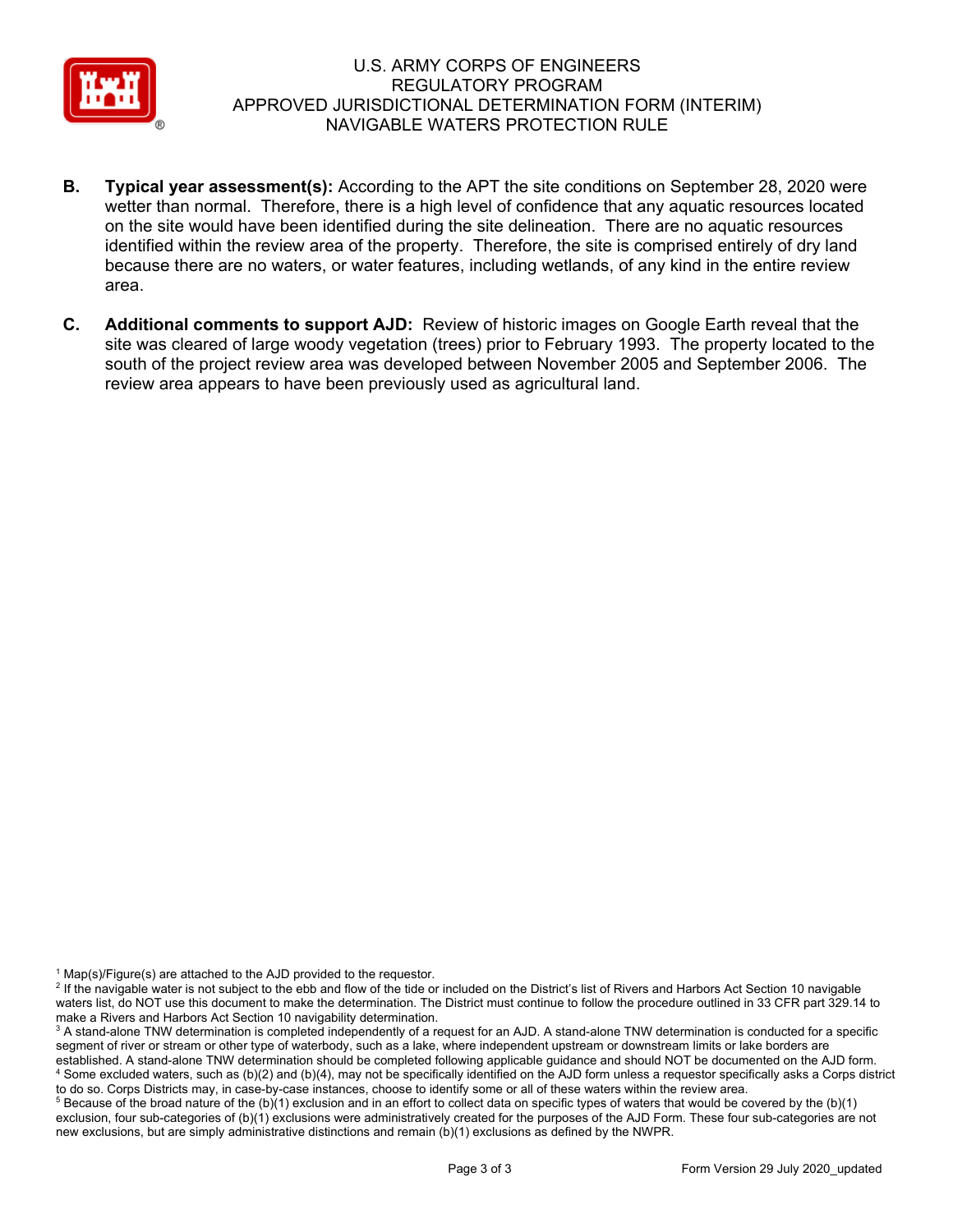**B. Typical year assessment(s):** According to the APT the site conditions on September 28, 2020 were wetter than normal. Therefore, there is a high level of confidence that any aquatic resources located on the site would have been identified during the site delineation. There are no aquatic resources identified within the review area of the property. Therefore, the site is comprised entirely of dry land because there are no waters, or water features, including wetlands, of any kind in the entire review area.

**C. Additional comments to support AJD:** Review of historic images on Google Earth reveal that the site was cleared of large woody vegetation (trees) prior to February 1993. The property located to the south of the project review area was developed between November 2005 and September 2006. The review area appears to have been previously used as agricultural land.

[1] Map(s)/Figure(s) are attached to the AJD provided to the requestor.
[2] If the navigable water is not subject to the ebb and flow of the tide or included on the District's list of Rivers and Harbors Act Section 10 navigable waters list, do NOT use this document to make the determination. The District must continue to follow the procedure outlined in 33 CFR part 329.14 to make a Rivers and Harbors Act Section 10 navigability determination.
[3] A stand-alone TNW determination is completed independently of a request for an AJD. A stand-alone TNW determination is conducted for a specific segment of river or stream or other type of waterbody, such as a lake, where independent upstream or downstream limits or lake borders are established. A stand-alone TNW determination should be completed following applicable guidance and should NOT be documented on the AJD form.
[4] Some excluded waters, such as (b)(2) and (b)(4), may not be specifically identified on the AJD form unless a requestor specifically asks a Corps district to do so. Corps Districts may, in case-by-case instances, choose to identify some or all of these waters within the review area.
[5] Because of the broad nature of the (b)(1) exclusion and in an effort to collect data on specific types of waters that would be covered by the (b)(1) exclusion, four sub-categories of (b)(1) exclusions were administratively created for the purposes of the AJD Form. These four sub-categories are not new exclusions, but are simply administrative distinctions and remain (b)(1) exclusions as defined by the NWPR.